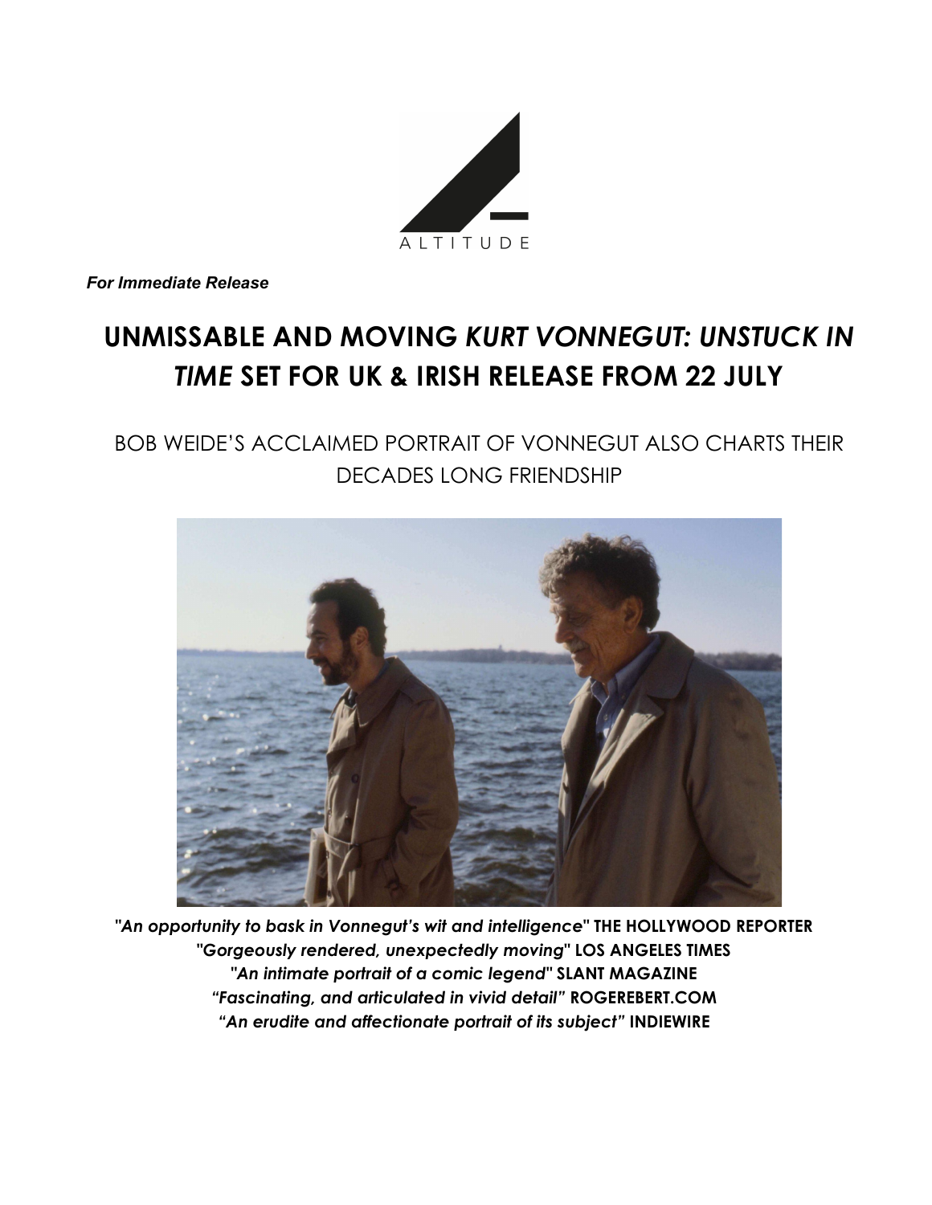ALTITUDE

***For Immediate Release***

# UNMISSABLE AND MOVING *KURT VONNEGUT: UNSTUCK IN TIME* SET FOR UK & IRISH RELEASE FROM 22 JULY

## BOB WEIDE'S ACCLAIMED PORTRAIT OF VONNEGUT ALSO CHARTS THEIR DECADES LONG FRIENDSHIP

*"An opportunity to bask in Vonnegut's wit and intelligence"* **THE HOLLYWOOD REPORTER**
*"Gorgeously rendered, unexpectedly moving"* **LOS ANGELES TIMES**
*"An intimate portrait of a comic legend"* **SLANT MAGAZINE**
*"Fascinating, and articulated in vivid detail"* **ROGEREBERT.COM**
*"An erudite and affectionate portrait of its subject"* **INDIEWIRE**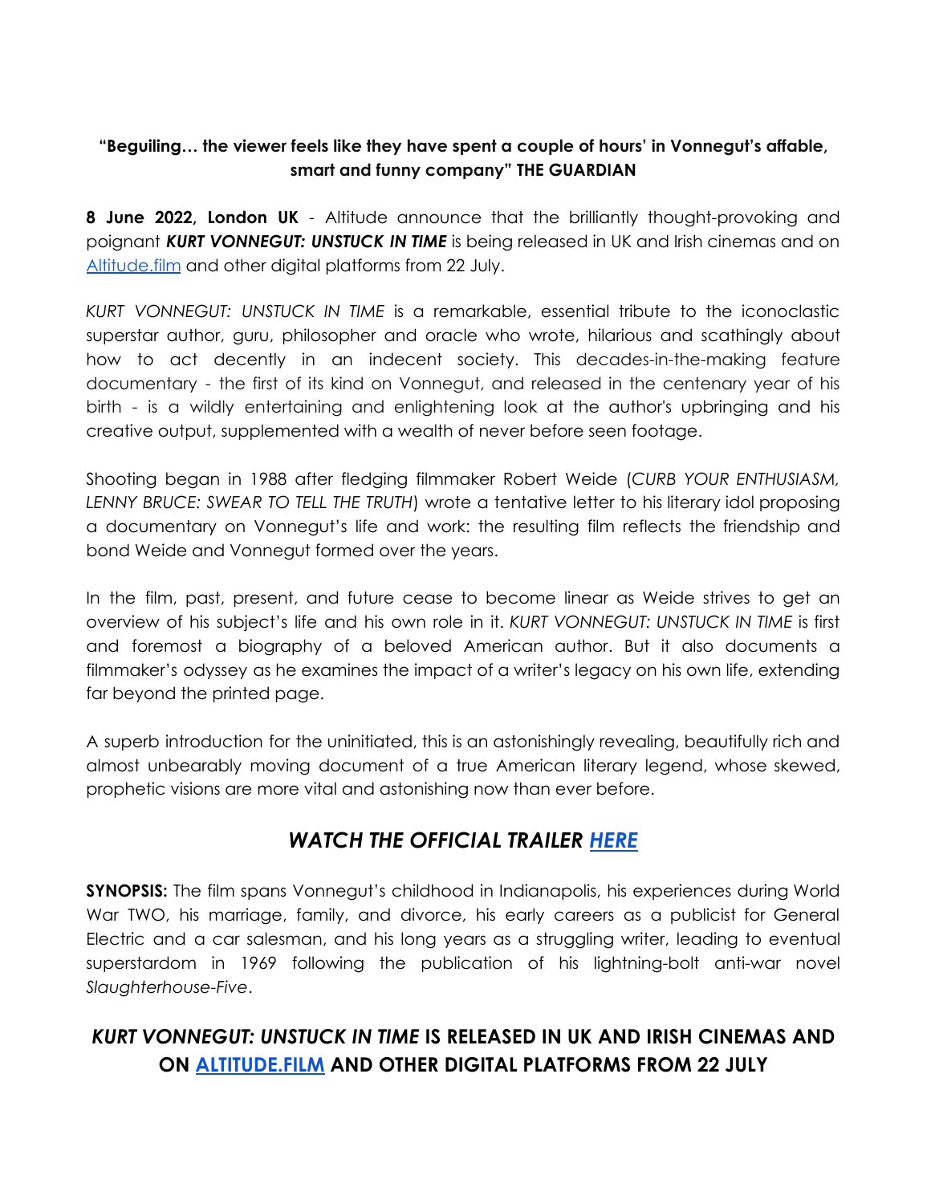**"Beguiling… the viewer feels like they have spent a couple of hours' in Vonnegut's affable, smart and funny company" THE GUARDIAN**

**8 June 2022, London UK** - Altitude announce that the brilliantly thought-provoking and poignant ***KURT VONNEGUT: UNSTUCK IN TIME*** is being released in UK and Irish cinemas and on [Altitude.film](Altitude.film) and other digital platforms from 22 July.

*KURT VONNEGUT: UNSTUCK IN TIME* is a remarkable, essential tribute to the iconoclastic superstar author, guru, philosopher and oracle who wrote, hilarious and scathingly about how to act decently in an indecent society. This decades-in-the-making feature documentary - the first of its kind on Vonnegut, and released in the centenary year of his birth - is a wildly entertaining and enlightening look at the author's upbringing and his creative output, supplemented with a wealth of never before seen footage.

Shooting began in 1988 after fledging filmmaker Robert Weide (*CURB YOUR ENTHUSIASM, LENNY BRUCE: SWEAR TO TELL THE TRUTH*) wrote a tentative letter to his literary idol proposing a documentary on Vonnegut's life and work: the resulting film reflects the friendship and bond Weide and Vonnegut formed over the years.

In the film, past, present, and future cease to become linear as Weide strives to get an overview of his subject's life and his own role in it. *KURT VONNEGUT: UNSTUCK IN TIME* is first and foremost a biography of a beloved American author. But it also documents a filmmaker's odyssey as he examines the impact of a writer's legacy on his own life, extending far beyond the printed page.

A superb introduction for the uninitiated, this is an astonishingly revealing, beautifully rich and almost unbearably moving document of a true American literary legend, whose skewed, prophetic visions are more vital and astonishing now than ever before.

## *WATCH THE OFFICIAL TRAILER [HERE]()*

**SYNOPSIS:** The film spans Vonnegut's childhood in Indianapolis, his experiences during World War TWO, his marriage, family, and divorce, his early careers as a publicist for General Electric and a car salesman, and his long years as a struggling writer, leading to eventual superstardom in 1969 following the publication of his lightning-bolt anti-war novel *Slaughterhouse-Five*.

## *KURT VONNEGUT: UNSTUCK IN TIME* IS RELEASED IN UK AND IRISH CINEMAS AND ON [ALTITUDE.FILM](Altitude.film) AND OTHER DIGITAL PLATFORMS FROM 22 JULY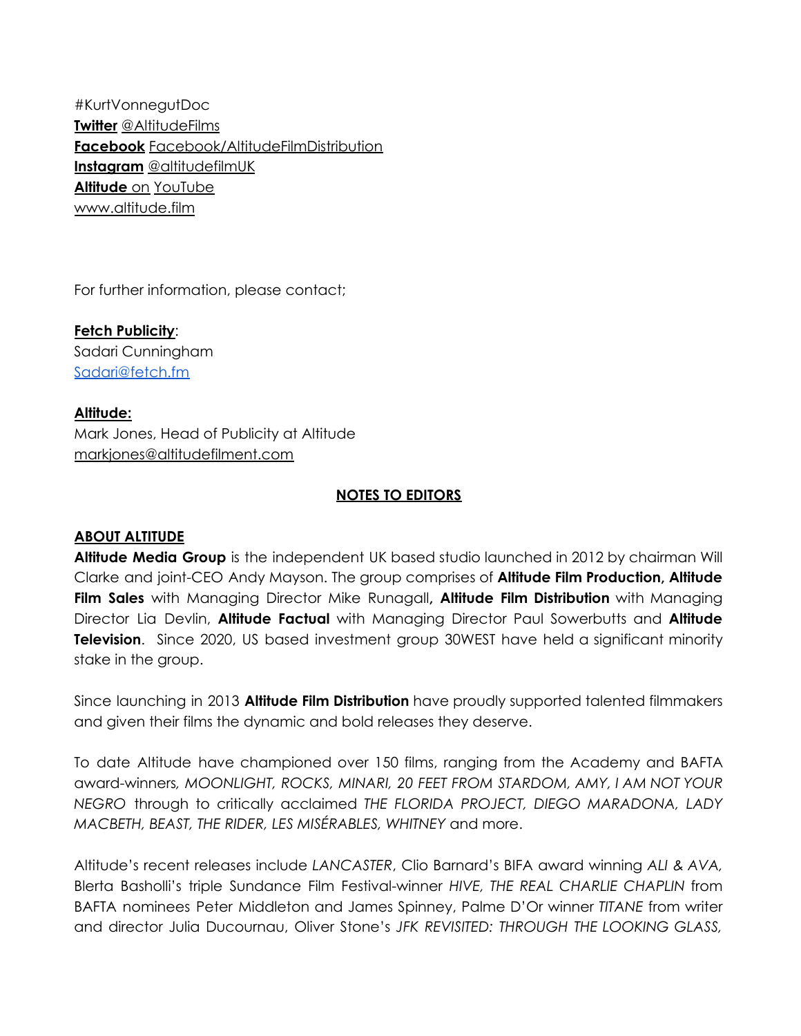#KurtVonnegutDoc
**Twitter** @AltitudeFilms
**Facebook** Facebook/AltitudeFilmDistribution
**Instagram** @altitudefilmUK
**Altitude** on YouTube
www.altitude.film

For further information, please contact;

**Fetch Publicity**:
Sadari Cunningham
Sadari@fetch.fm

**Altitude:**
Mark Jones, Head of Publicity at Altitude
markjones@altitudefilment.com

## NOTES TO EDITORS

### ABOUT ALTITUDE

**Altitude Media Group** is the independent UK based studio launched in 2012 by chairman Will Clarke and joint-CEO Andy Mayson. The group comprises of **Altitude Film Production, Altitude Film Sales** with Managing Director Mike Runagall**, Altitude Film Distribution** with Managing Director Lia Devlin, **Altitude Factual** with Managing Director Paul Sowerbutts and **Altitude Television**. Since 2020, US based investment group 30WEST have held a significant minority stake in the group.

Since launching in 2013 **Altitude Film Distribution** have proudly supported talented filmmakers and given their films the dynamic and bold releases they deserve.

To date Altitude have championed over 150 films, ranging from the Academy and BAFTA award-winners*, MOONLIGHT, ROCKS, MINARI, 20 FEET FROM STARDOM, AMY, I AM NOT YOUR NEGRO* through to critically acclaimed *THE FLORIDA PROJECT, DIEGO MARADONA, LADY MACBETH, BEAST, THE RIDER, LES MISÉRABLES, WHITNEY* and more.

Altitude's recent releases include *LANCASTER*, Clio Barnard's BIFA award winning *ALI & AVA,* Blerta Basholli's triple Sundance Film Festival-winner *HIVE, THE REAL CHARLIE CHAPLIN* from BAFTA nominees Peter Middleton and James Spinney, Palme D'Or winner *TITANE* from writer and director Julia Ducournau, Oliver Stone's *JFK REVISITED: THROUGH THE LOOKING GLASS,*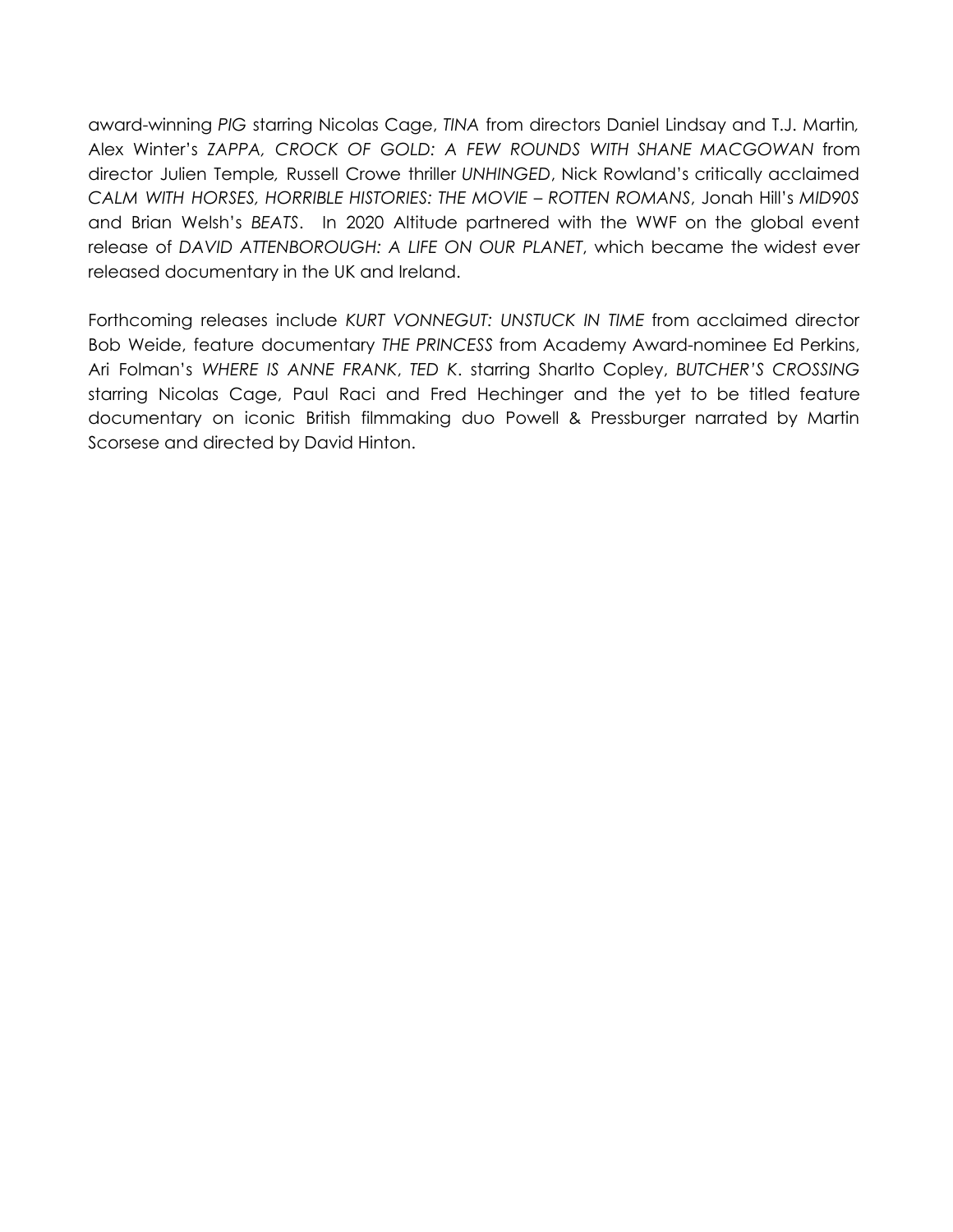award-winning *PIG* starring Nicolas Cage, *TINA* from directors Daniel Lindsay and T.J. Martin*,* Alex Winter's *ZAPPA, CROCK OF GOLD: A FEW ROUNDS WITH SHANE MACGOWAN* from director Julien Temple*,* Russell Crowe thriller *UNHINGED*, Nick Rowland's critically acclaimed *CALM WITH HORSES, HORRIBLE HISTORIES: THE MOVIE – ROTTEN ROMANS*, Jonah Hill's *MID90S* and Brian Welsh's *BEATS*. In 2020 Altitude partnered with the WWF on the global event release of *DAVID ATTENBOROUGH: A LIFE ON OUR PLANET*, which became the widest ever released documentary in the UK and Ireland.

Forthcoming releases include *KURT VONNEGUT: UNSTUCK IN TIME* from acclaimed director Bob Weide, feature documentary *THE PRINCESS* from Academy Award-nominee Ed Perkins, Ari Folman's *WHERE IS ANNE FRANK*, *TED K*. starring Sharlto Copley, *BUTCHER'S CROSSING* starring Nicolas Cage, Paul Raci and Fred Hechinger and the yet to be titled feature documentary on iconic British filmmaking duo Powell & Pressburger narrated by Martin Scorsese and directed by David Hinton.